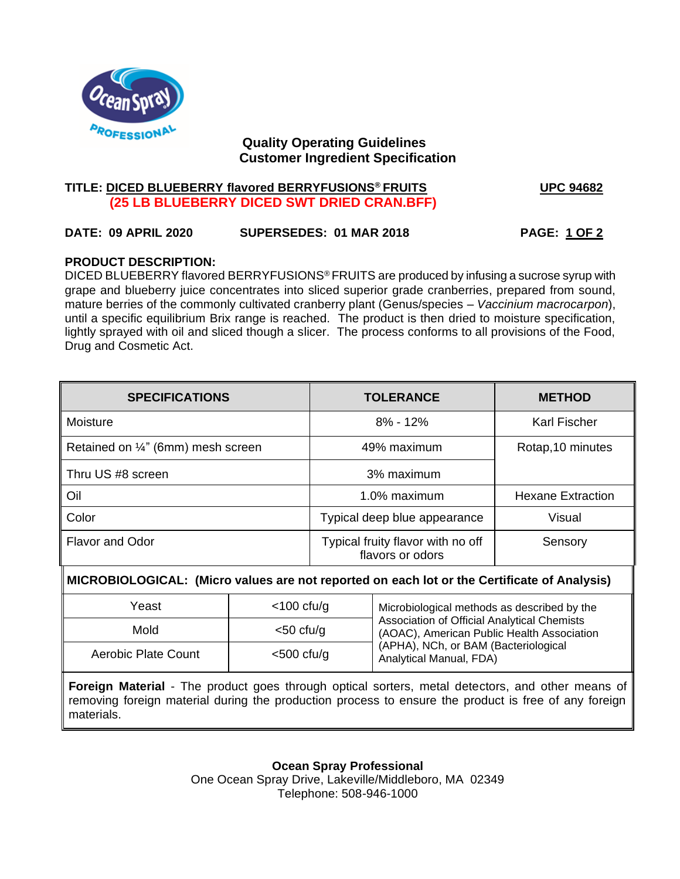## Quality Operating Guidelines
## Customer Ingredient Specification

**TITLE: DICED BLUEBERRY flavored BERRYFUSIONS® FRUITS** **UPC 94682**
**(25 LB BLUEBERRY DICED SWT DRIED CRAN.BFF)**

**DATE: 09 APRIL 2020** **SUPERSEDES: 01 MAR 2018**

**PRODUCT DESCRIPTION:**
DICED BLUEBERRY flavored BERRYFUSIONS® FRUITS are produced by infusing a sucrose syrup with grape and blueberry juice concentrates into sliced superior grade cranberries, prepared from sound, mature berries of the commonly cultivated cranberry plant (Genus/species – *Vaccinium macrocarpon*), until a specific equilibrium Brix range is reached. The product is then dried to moisture specification, lightly sprayed with oil and sliced though a slicer. The process conforms to all provisions of the Food, Drug and Cosmetic Act.

| SPECIFICATIONS | TOLERANCE | METHOD |
|---|---|---|
| Moisture | 8% - 12% | Karl Fischer |
| Retained on ¼" (6mm) mesh screen | 49% maximum | Rotap,10 minutes |
| Thru US #8 screen | 3% maximum | |
| Oil | 1.0% maximum | Hexane Extraction |
| Color | Typical deep blue appearance | Visual |
| Flavor and Odor | Typical fruity flavor with no off flavors or odors | Sensory |

**MICROBIOLOGICAL: (Micro values are not reported on each lot or the Certificate of Analysis)**

| Organism | Limit | Method |
|---|---|---|
| Yeast | <100 cfu/g | Microbiological methods as described by the Association of Official Analytical Chemists (AOAC), American Public Health Association (APHA), NCh, or BAM (Bacteriological Analytical Manual, FDA) |
| Mold | <50 cfu/g | |
| Aerobic Plate Count | <500 cfu/g | |

**Foreign Material** - The product goes through optical sorters, metal detectors, and other means of removing foreign material during the production process to ensure the product is free of any foreign materials.

**Ocean Spray Professional**
One Ocean Spray Drive, Lakeville/Middleboro, MA 02349
Telephone: 508-946-1000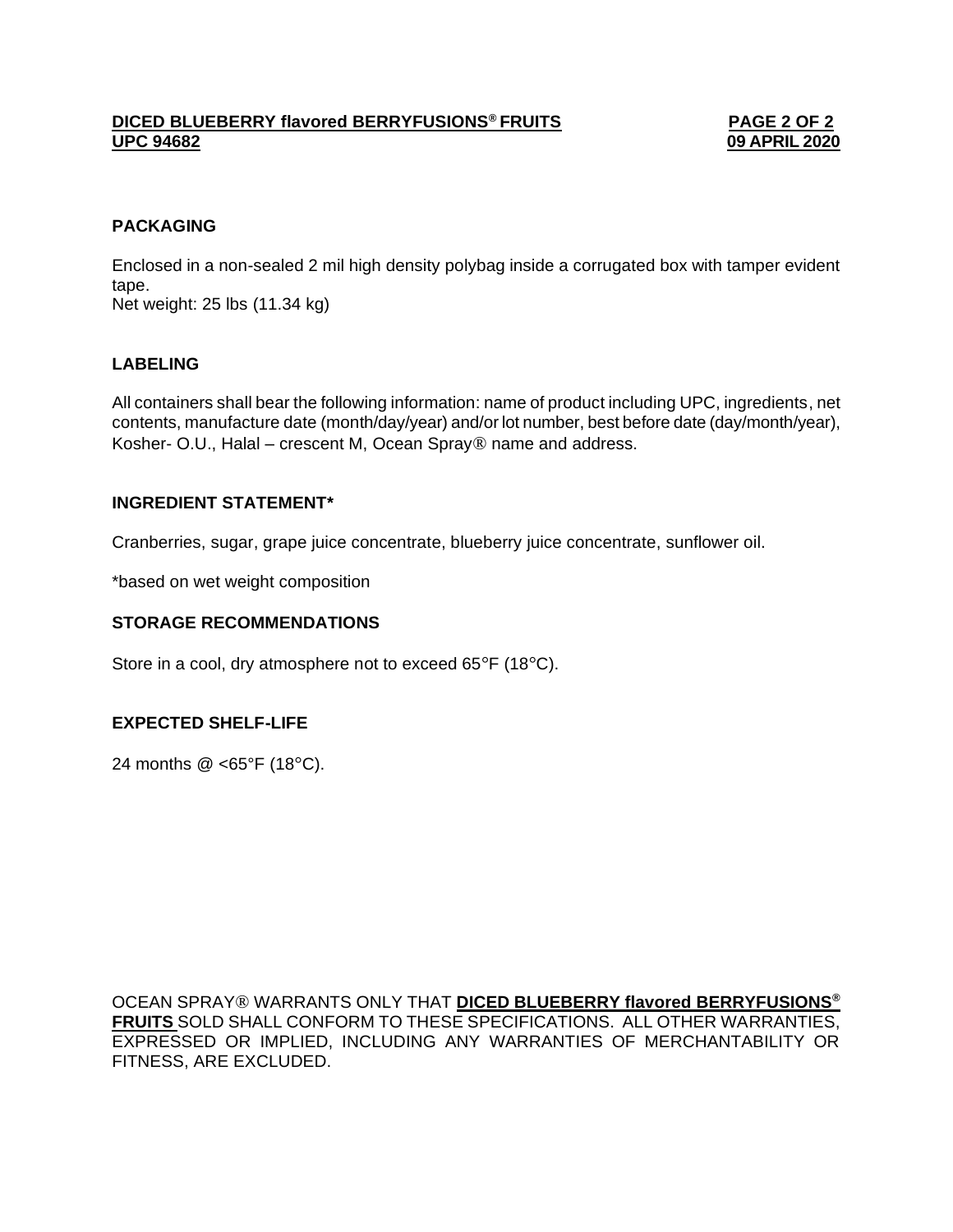## PACKAGING

Enclosed in a non-sealed 2 mil high density polybag inside a corrugated box with tamper evident tape.
Net weight: 25 lbs (11.34 kg)

## LABELING

All containers shall bear the following information: name of product including UPC, ingredients, net contents, manufacture date (month/day/year) and/or lot number, best before date (day/month/year), Kosher- O.U., Halal – crescent M, Ocean Spray® name and address.

## INGREDIENT STATEMENT*

Cranberries, sugar, grape juice concentrate, blueberry juice concentrate, sunflower oil.

*based on wet weight composition

## STORAGE RECOMMENDATIONS

Store in a cool, dry atmosphere not to exceed 65°F (18°C).

## EXPECTED SHELF-LIFE

24 months @ <65°F (18°C).

OCEAN SPRAY® WARRANTS ONLY THAT **DICED BLUEBERRY flavored BERRYFUSIONS® FRUITS** SOLD SHALL CONFORM TO THESE SPECIFICATIONS. ALL OTHER WARRANTIES, EXPRESSED OR IMPLIED, INCLUDING ANY WARRANTIES OF MERCHANTABILITY OR FITNESS, ARE EXCLUDED.